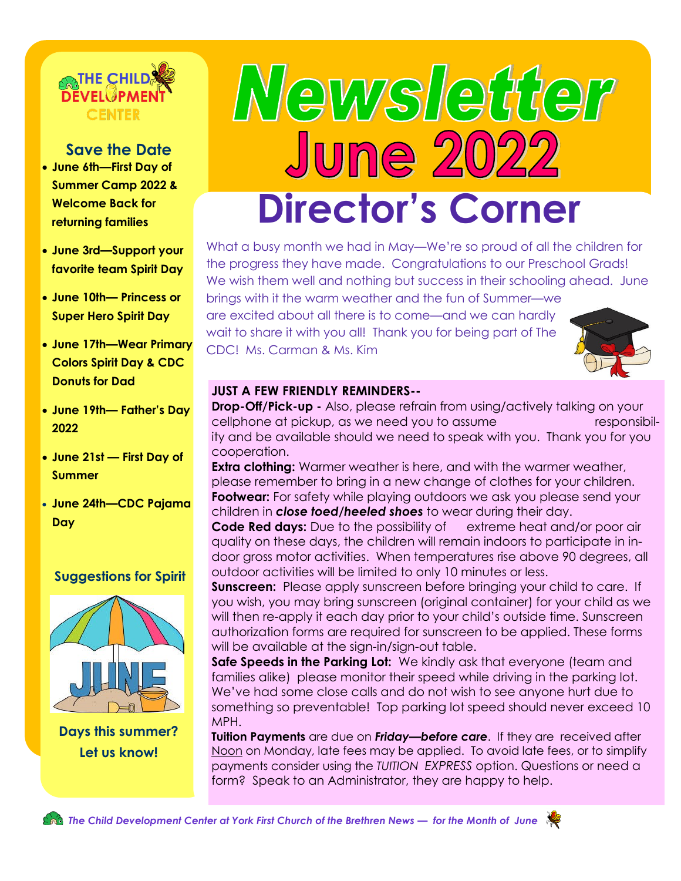# Newsletter June 2022

THE CHILD DEVELOPMENT CENTER

## Save the Date

- **June 6th—First Day of Summer Camp 2022 & Welcome Back for returning families**
- **June 3rd—Support your favorite team Spirit Day**
- **June 10th— Princess or Super Hero Spirit Day**
- **June 17th—Wear Primary Colors Spirit Day & CDC Donuts for Dad**
- **June 19th— Father's Day 2022**
- **June 21st — First Day of Summer**
- **June 24th—CDC Pajama Day**

**Suggestions for Spirit Days this summer? Let us know!**

## Director's Corner

What a busy month we had in May—We're so proud of all the children for the progress they have made. Congratulations to our Preschool Grads! We wish them well and nothing but success in their schooling ahead. June brings with it the warm weather and the fun of Summer—we are excited about all there is to come—and we can hardly wait to share it with you all! Thank you for being part of The CDC! Ms. Carman & Ms. Kim

**JUST A FEW FRIENDLY REMINDERS--**

**Drop-Off/Pick-up -** Also, please refrain from using/actively talking on your cellphone at pickup, as we need you to assume responsibility and be available should we need to speak with you. Thank you for you cooperation.

**Extra clothing:** Warmer weather is here, and with the warmer weather, please remember to bring in a new change of clothes for your children.

**Footwear:** For safety while playing outdoors we ask you please send your children in ***close toed/heeled shoes*** to wear during their day.

**Code Red days:** Due to the possibility of extreme heat and/or poor air quality on these days, the children will remain indoors to participate in indoor gross motor activities. When temperatures rise above 90 degrees, all outdoor activities will be limited to only 10 minutes or less.

**Sunscreen:** Please apply sunscreen before bringing your child to care. If you wish, you may bring sunscreen (original container) for your child as we will then re-apply it each day prior to your child's outside time. Sunscreen authorization forms are required for sunscreen to be applied. These forms will be available at the sign-in/sign-out table.

**Safe Speeds in the Parking Lot:** We kindly ask that everyone (team and families alike) please monitor their speed while driving in the parking lot. We've had some close calls and do not wish to see anyone hurt due to something so preventable! Top parking lot speed should never exceed 10 MPH.

**Tuition Payments** are due on ***Friday—before care***. If they are received after Noon on Monday, late fees may be applied. To avoid late fees, or to simplify payments consider using the *TUITION EXPRESS* option. Questions or need a form? Speak to an Administrator, they are happy to help.

*The Child Development Center at York First Church of the Brethren News — for the Month of June*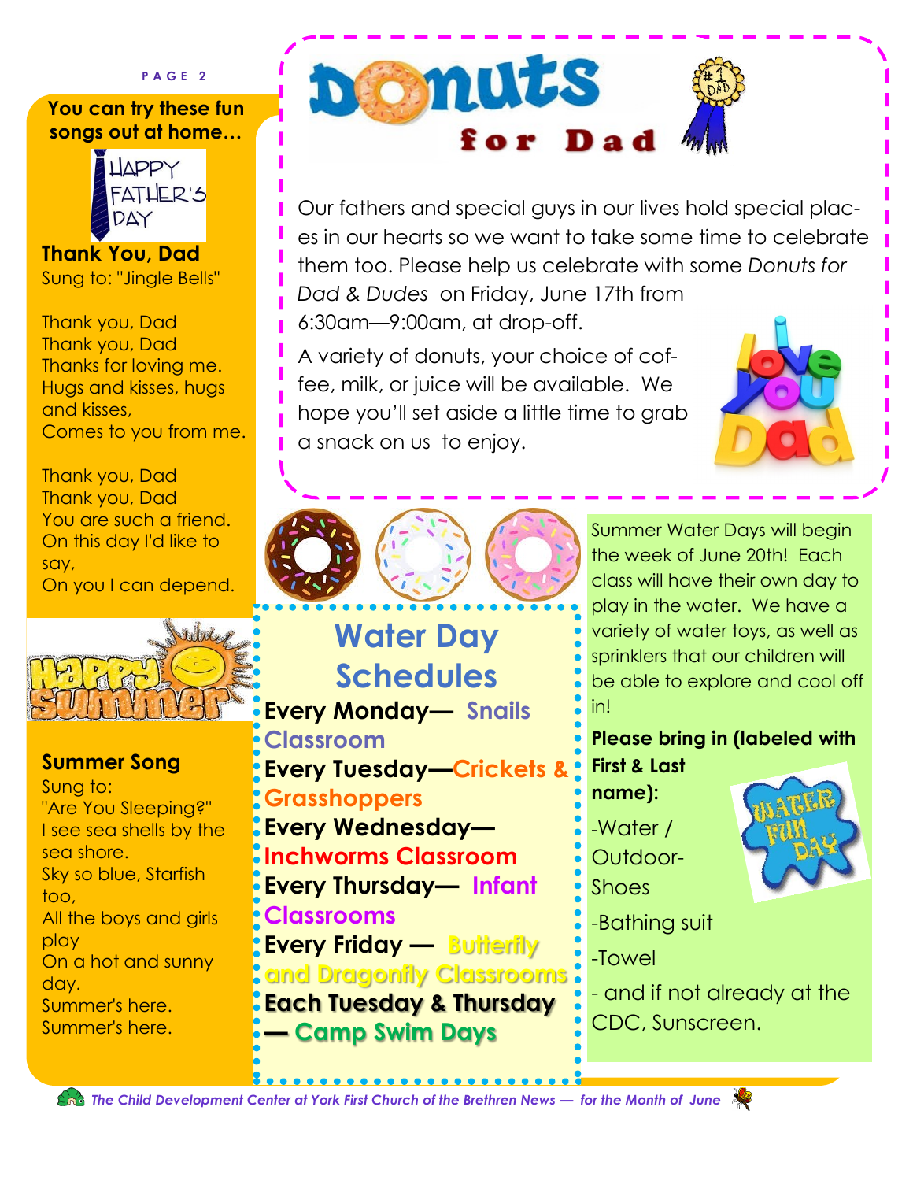You can try these fun songs out at home…

**Thank You, Dad**
Sung to: "Jingle Bells"

Thank you, Dad
Thank you, Dad
Thanks for loving me.
Hugs and kisses, hugs and kisses,
Comes to you from me.

Thank you, Dad
Thank you, Dad
You are such a friend.
On this day I'd like to say,
On you I can depend.

**Summer Song**
Sung to:
"Are You Sleeping?"
I see sea shells by the sea shore.
Sky so blue, Starfish too,
All the boys and girls play
On a hot and sunny day.
Summer's here.
Summer's here.

# Donuts for Dad

Our fathers and special guys in our lives hold special places in our hearts so we want to take some time to celebrate them too. Please help us celebrate with some *Donuts for Dad & Dudes* on Friday, June 17th from 6:30am—9:00am, at drop-off.

A variety of donuts, your choice of coffee, milk, or juice will be available. We hope you'll set aside a little time to grab a snack on us to enjoy.

## Water Day Schedules

**Every Monday— Snails Classroom**
**Every Tuesday—Crickets & Grasshoppers**
**Every Wednesday— Inchworms Classroom**
**Every Thursday— Infant Classrooms**
**Every Friday — Butterfly and Dragonfly Classrooms**
**Each Tuesday & Thursday — Camp Swim Days**

Summer Water Days will begin the week of June 20th! Each class will have their own day to play in the water. We have a variety of water toys, as well as sprinklers that our children will be able to explore and cool off in!

**Please bring in (labeled with First & Last name):**

-Water / Outdoor-Shoes

-Bathing suit

-Towel

- and if not already at the CDC, Sunscreen.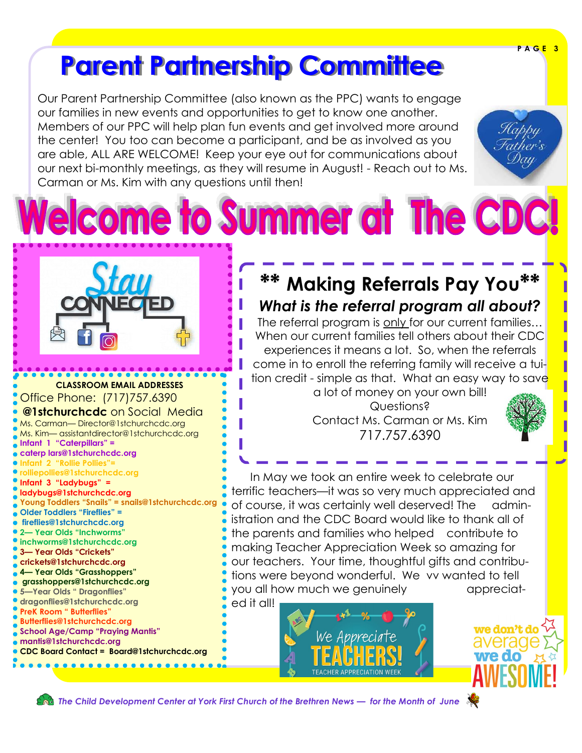# Parent Partnership Committee

Our Parent Partnership Committee (also known as the PPC) wants to engage our families in new events and opportunities to get to know one another. Members of our PPC will help plan fun events and get involved more around the center! You too can become a participant, and be as involved as you are able, ALL ARE WELCOME! Keep your eye out for communications about our next bi-monthly meetings, as they will resume in August! - Reach out to Ms. Carman or Ms. Kim with any questions until then!

# Welcome to Summer at The CDC!

**CLASSROOM EMAIL ADDRESSES**

Office Phone: (717)757.6390

**@1stchurchcdc** on Social Media

Ms. Carman— Director@1stchurchcdc.org
Ms. Kim— assistantdirector@1stchurchcdc.org

**Infant 1 "Caterpillars" = caterp lars@1stchurchcdc.org**

**Infant 2 "Rollie Pollies"= rolliepollies@1stchurchcdc.org**

**Infant 3 "Ladybugs" = ladybugs@1stchurchcdc.org**

**Young Toddlers "Snails" = snails@1stchurchcdc.org**

**Older Toddlers "Fireflies" = fireflies@1stchurchcdc.org**

**2— Year Olds "Inchworms" inchworms@1stchurchcdc.org**

**3— Year Olds "Crickets" crickets@1stchurchcdc.org**

**4— Year Olds "Grasshoppers" grasshoppers@1stchurchcdc.org**

**5—Year Olds " Dragonflies" dragonflies@1stchurchcdc.org**

**PreK Room " Butterflies" Butterflies@1stchurchcdc.org**

**School Age/Camp "Praying Mantis" mantis@1stchurchcdc.org**

**CDC Board Contact = Board@1stchurchcdc.org**

## ** Making Referrals Pay You**

### *What is the referral program all about?*

The referral program is only for our current families… When our current families tell others about their CDC experiences it means a lot. So, when the referrals come in to enroll the referring family will receive a tuition credit - simple as that. What an easy way to save a lot of money on your own bill!

Questions?
Contact Ms. Carman or Ms. Kim
717.757.6390

In May we took an entire week to celebrate our terrific teachers—it was so very much appreciated and of course, it was certainly well deserved! The administration and the CDC Board would like to thank all of the parents and families who helped contribute to making Teacher Appreciation Week so amazing for our teachers. Your time, thoughtful gifts and contributions were beyond wonderful. We vv wanted to tell you all how much we genuinely appreciated it all!

*The Child Development Center at York First Church of the Brethren News — for the Month of June*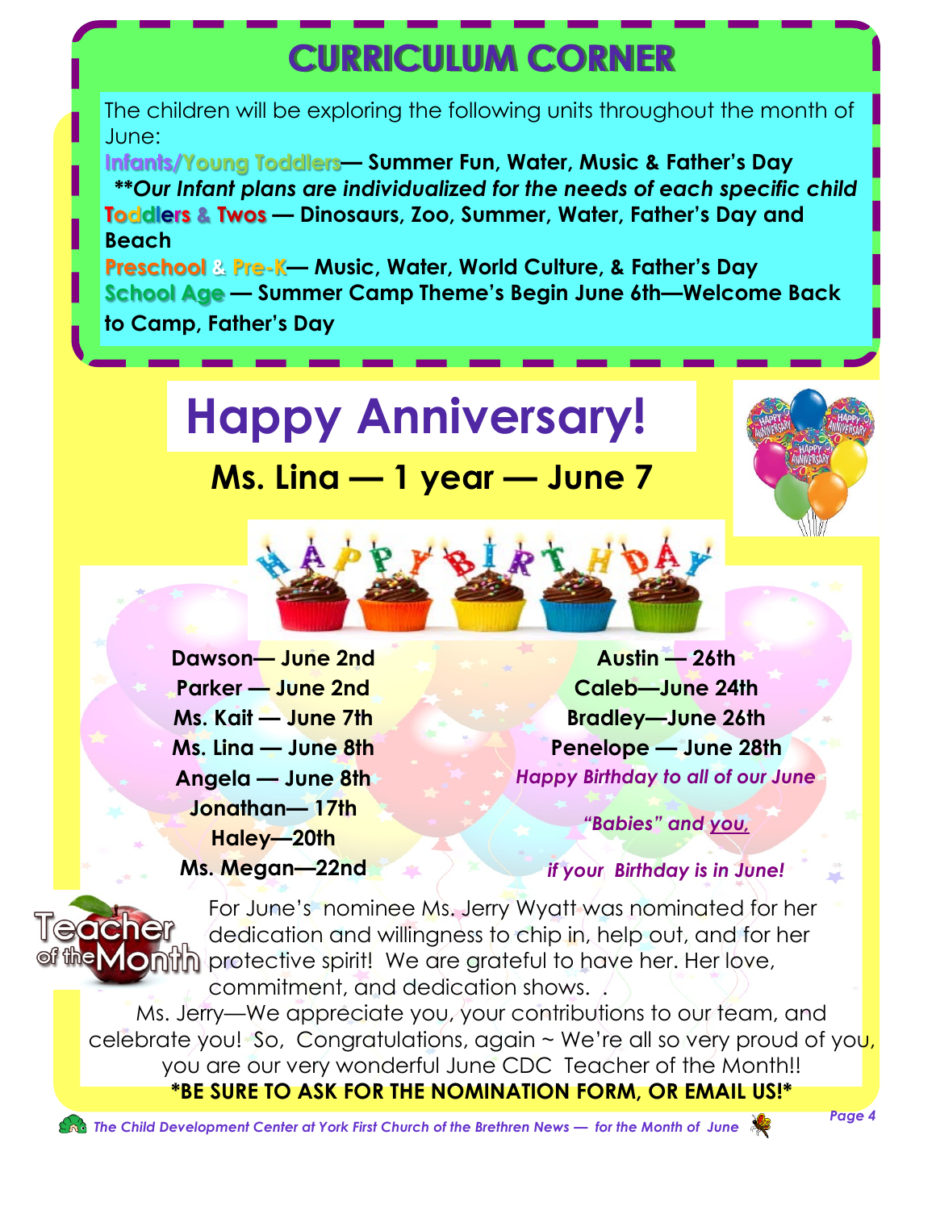# CURRICULUM CORNER

The children will be exploring the following units throughout the month of June:

**Infants/Young Toddlers— Summer Fun, Water, Music & Father's Day**

***Our Infant plans are individualized for the needs of each specific child**

**Toddlers & Twos — Dinosaurs, Zoo, Summer, Water, Father's Day and Beach**

**Preschool & Pre-K— Music, Water, World Culture, & Father's Day**

**School Age — Summer Camp Theme's Begin June 6th—Welcome Back to Camp, Father's Day**

# Happy Anniversary!

## Ms. Lina — 1 year — June 7

HAPPY BIRTHDAY

**Dawson— June 2nd**
**Parker — June 2nd**
**Ms. Kait — June 7th**
**Ms. Lina — June 8th**
**Angela — June 8th**
**Jonathan— 17th**
**Haley—20th**
**Ms. Megan—22nd**

**Austin — 26th**
**Caleb—June 24th**
**Bradley—June 26th**
**Penelope — June 28th**

*Happy Birthday to all of our June "Babies" and you, if your Birthday is in June!*

Teacher of the Month

For June's nominee Ms. Jerry Wyatt was nominated for her dedication and willingness to chip in, help out, and for her protective spirit! We are grateful to have her. Her love, commitment, and dedication shows. .

Ms. Jerry—We appreciate you, your contributions to our team, and celebrate you! So, Congratulations, again ~ We're all so very proud of you, you are our very wonderful June CDC Teacher of the Month!!

**\*BE SURE TO ASK FOR THE NOMINATION FORM, OR EMAIL US!\***